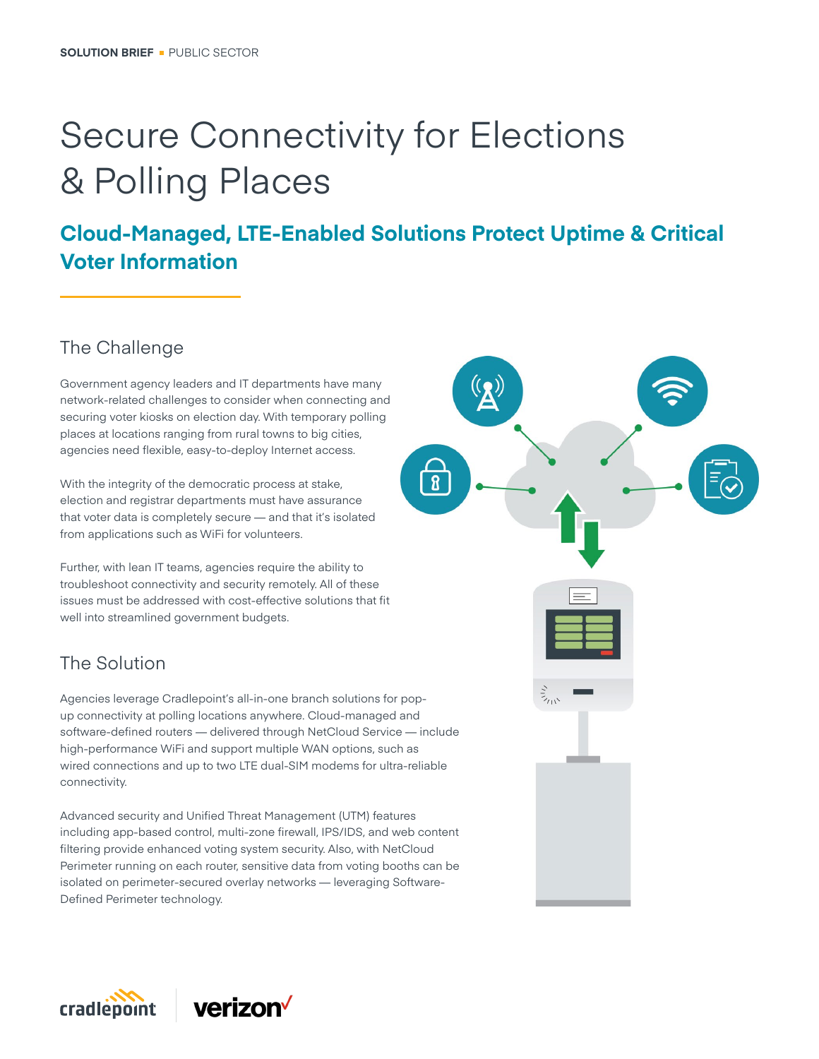SOLUTION BRIEF ▪ PUBLIC SECTOR

# Secure Connectivity for Elections & Polling Places

## Cloud-Managed, LTE-Enabled Solutions Protect Uptime & Critical Voter Information

### The Challenge

Government agency leaders and IT departments have many network-related challenges to consider when connecting and securing voter kiosks on election day. With temporary polling places at locations ranging from rural towns to big cities, agencies need flexible, easy-to-deploy Internet access.

With the integrity of the democratic process at stake, election and registrar departments must have assurance that voter data is completely secure — and that it's isolated from applications such as WiFi for volunteers.

Further, with lean IT teams, agencies require the ability to troubleshoot connectivity and security remotely. All of these issues must be addressed with cost-effective solutions that fit well into streamlined government budgets.

### The Solution

Agencies leverage Cradlepoint's all-in-one branch solutions for pop-up connectivity at polling locations anywhere. Cloud-managed and software-defined routers — delivered through NetCloud Service — include high-performance WiFi and support multiple WAN options, such as wired connections and up to two LTE dual-SIM modems for ultra-reliable connectivity.

Advanced security and Unified Threat Management (UTM) features including app-based control, multi-zone firewall, IPS/IDS, and web content filtering provide enhanced voting system security. Also, with NetCloud Perimeter running on each router, sensitive data from voting booths can be isolated on perimeter-secured overlay networks — leveraging Software-Defined Perimeter technology.

cradlepoint | verizon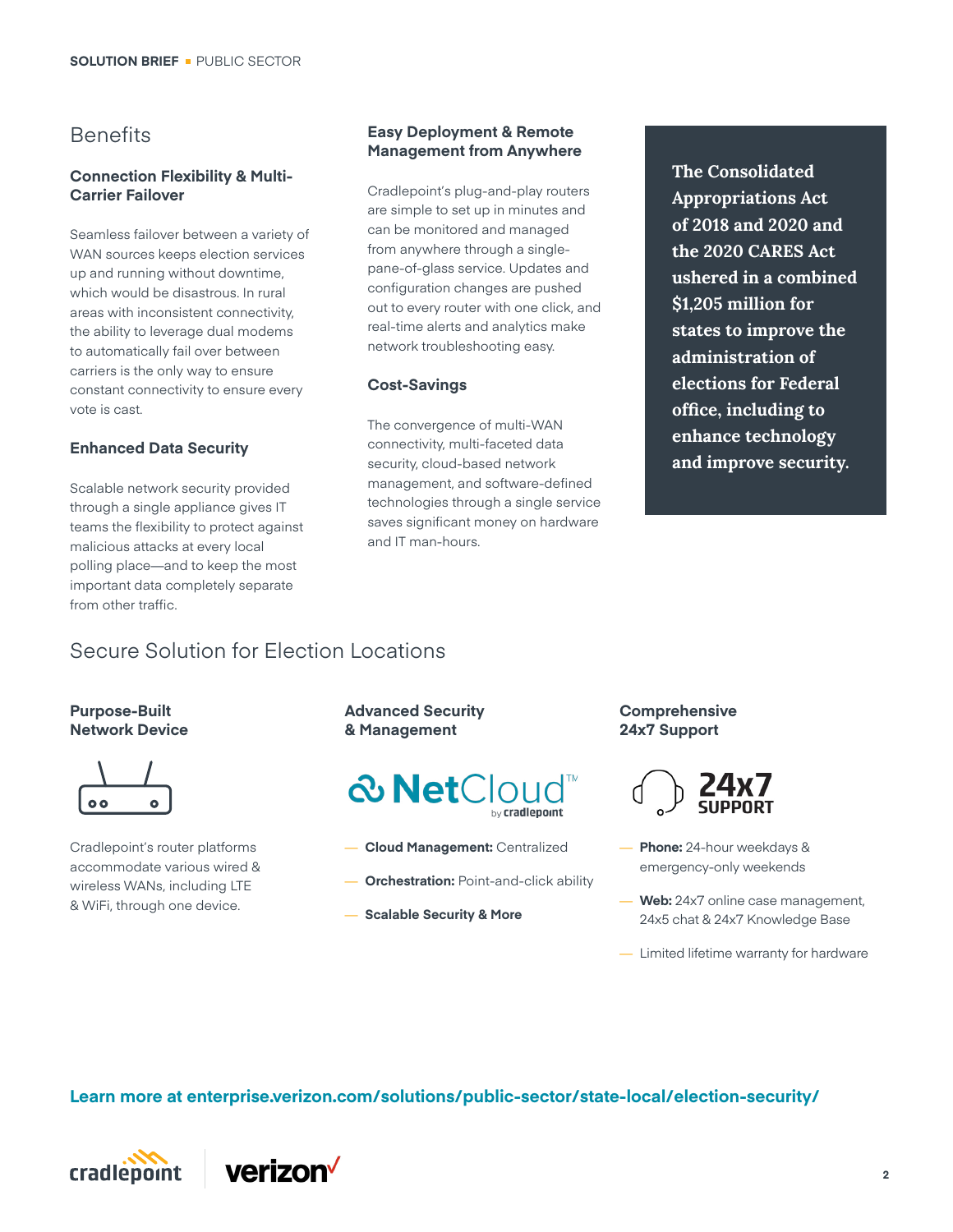## Benefits

### Connection Flexibility & Multi-Carrier Failover

Seamless failover between a variety of WAN sources keeps election services up and running without downtime, which would be disastrous. In rural areas with inconsistent connectivity, the ability to leverage dual modems to automatically fail over between carriers is the only way to ensure constant connectivity to ensure every vote is cast.

### Enhanced Data Security

Scalable network security provided through a single appliance gives IT teams the flexibility to protect against malicious attacks at every local polling place—and to keep the most important data completely separate from other traffic.

### Easy Deployment & Remote Management from Anywhere

Cradlepoint's plug-and-play routers are simple to set up in minutes and can be monitored and managed from anywhere through a single-pane-of-glass service. Updates and configuration changes are pushed out to every router with one click, and real-time alerts and analytics make network troubleshooting easy.

### Cost-Savings

The convergence of multi-WAN connectivity, multi-faceted data security, cloud-based network management, and software-defined technologies through a single service saves significant money on hardware and IT man-hours.

**The Consolidated Appropriations Act of 2018 and 2020 and the 2020 CARES Act ushered in a combined $1,205 million for states to improve the administration of elections for Federal office, including to enhance technology and improve security.**

## Secure Solution for Election Locations

### Purpose-Built Network Device

Cradlepoint's router platforms accommodate various wired & wireless WANs, including LTE & WiFi, through one device.

### Advanced Security & Management

NetCloud™ by cradlepoint

- **Cloud Management:** Centralized
- **Orchestration:** Point-and-click ability
- **Scalable Security & More**

### Comprehensive 24x7 Support

24x7 SUPPORT

- **Phone:** 24-hour weekdays & emergency-only weekends
- **Web:** 24x7 online case management, 24x5 chat & 24x7 Knowledge Base
- Limited lifetime warranty for hardware

**Learn more at enterprise.verizon.com/solutions/public-sector/state-local/election-security/**

cradlepoint verizon